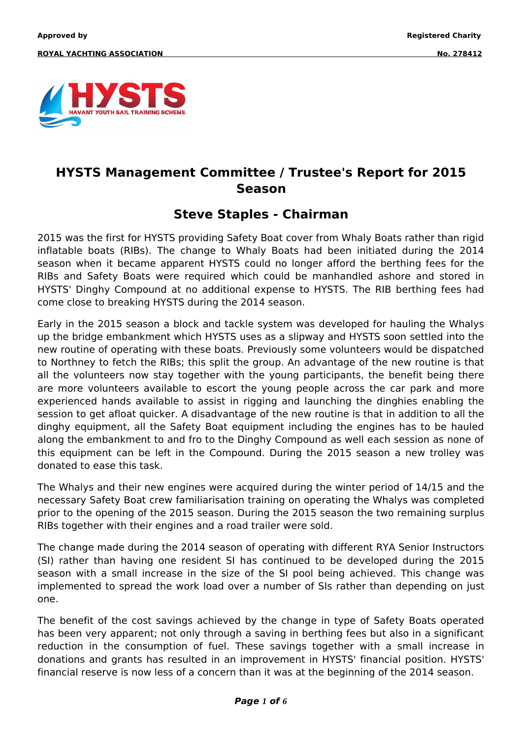Approved by

ROYAL YACHTING ASSOCIATION

Registered Charity

No. 278412

HYSTS

HAVANT YOUTH SAIL TRAINING SCHEME

# HYSTS Management Committee / Trustee's Report for 2015 Season

## Steve Staples - Chairman

2015 was the first for HYSTS providing Safety Boat cover from Whaly Boats rather than rigid inflatable boats (RIBs). The change to Whaly Boats had been initiated during the 2014 season when it became apparent HYSTS could no longer afford the berthing fees for the RIBs and Safety Boats were required which could be manhandled ashore and stored in HYSTS' Dinghy Compound at no additional expense to HYSTS. The RIB berthing fees had come close to breaking HYSTS during the 2014 season.

Early in the 2015 season a block and tackle system was developed for hauling the Whalys up the bridge embankment which HYSTS uses as a slipway and HYSTS soon settled into the new routine of operating with these boats. Previously some volunteers would be dispatched to Northney to fetch the RIBs; this split the group. An advantage of the new routine is that all the volunteers now stay together with the young participants, the benefit being there are more volunteers available to escort the young people across the car park and more experienced hands available to assist in rigging and launching the dinghies enabling the session to get afloat quicker. A disadvantage of the new routine is that in addition to all the dinghy equipment, all the Safety Boat equipment including the engines has to be hauled along the embankment to and fro to the Dinghy Compound as well each session as none of this equipment can be left in the Compound. During the 2015 season a new trolley was donated to ease this task.

The Whalys and their new engines were acquired during the winter period of 14/15 and the necessary Safety Boat crew familiarisation training on operating the Whalys was completed prior to the opening of the 2015 season. During the 2015 season the two remaining surplus RIBs together with their engines and a road trailer were sold.

The change made during the 2014 season of operating with different RYA Senior Instructors (SI) rather than having one resident SI has continued to be developed during the 2015 season with a small increase in the size of the SI pool being achieved. This change was implemented to spread the work load over a number of SIs rather than depending on just one.

The benefit of the cost savings achieved by the change in type of Safety Boats operated has been very apparent; not only through a saving in berthing fees but also in a significant reduction in the consumption of fuel. These savings together with a small increase in donations and grants has resulted in an improvement in HYSTS' financial position. HYSTS' financial reserve is now less of a concern than it was at the beginning of the 2014 season.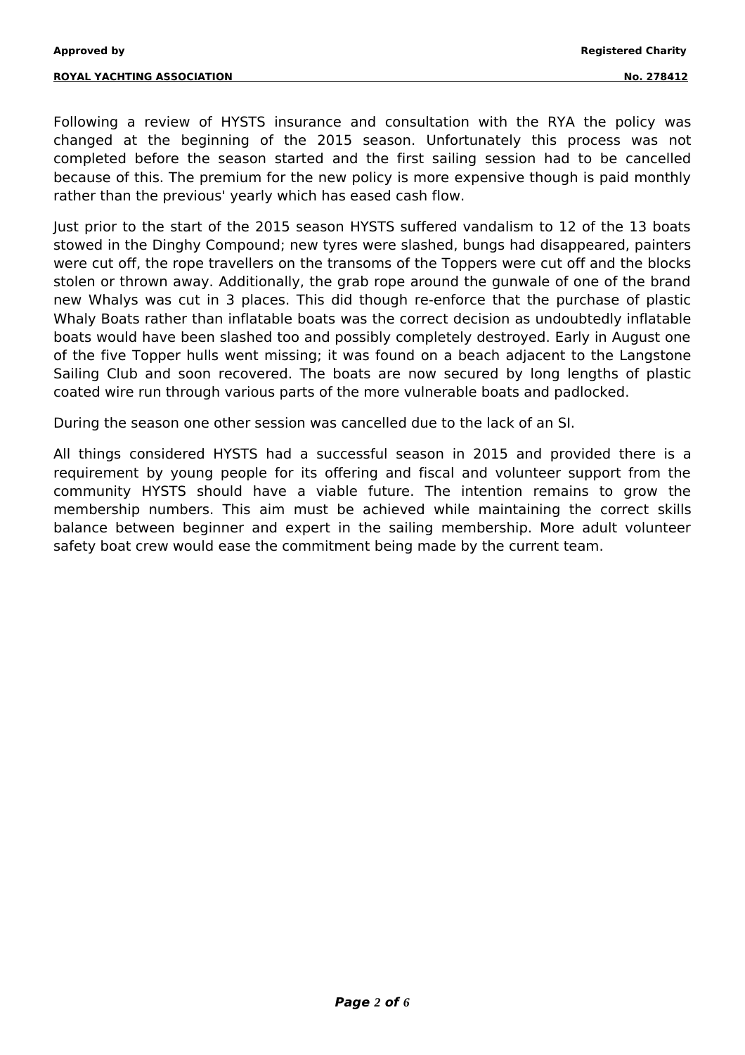Following a review of HYSTS insurance and consultation with the RYA the policy was changed at the beginning of the 2015 season. Unfortunately this process was not completed before the season started and the first sailing session had to be cancelled because of this. The premium for the new policy is more expensive though is paid monthly rather than the previous' yearly which has eased cash flow.

Just prior to the start of the 2015 season HYSTS suffered vandalism to 12 of the 13 boats stowed in the Dinghy Compound; new tyres were slashed, bungs had disappeared, painters were cut off, the rope travellers on the transoms of the Toppers were cut off and the blocks stolen or thrown away. Additionally, the grab rope around the gunwale of one of the brand new Whalys was cut in 3 places. This did though re-enforce that the purchase of plastic Whaly Boats rather than inflatable boats was the correct decision as undoubtedly inflatable boats would have been slashed too and possibly completely destroyed. Early in August one of the five Topper hulls went missing; it was found on a beach adjacent to the Langstone Sailing Club and soon recovered. The boats are now secured by long lengths of plastic coated wire run through various parts of the more vulnerable boats and padlocked.

During the season one other session was cancelled due to the lack of an SI.

All things considered HYSTS had a successful season in 2015 and provided there is a requirement by young people for its offering and fiscal and volunteer support from the community HYSTS should have a viable future. The intention remains to grow the membership numbers. This aim must be achieved while maintaining the correct skills balance between beginner and expert in the sailing membership. More adult volunteer safety boat crew would ease the commitment being made by the current team.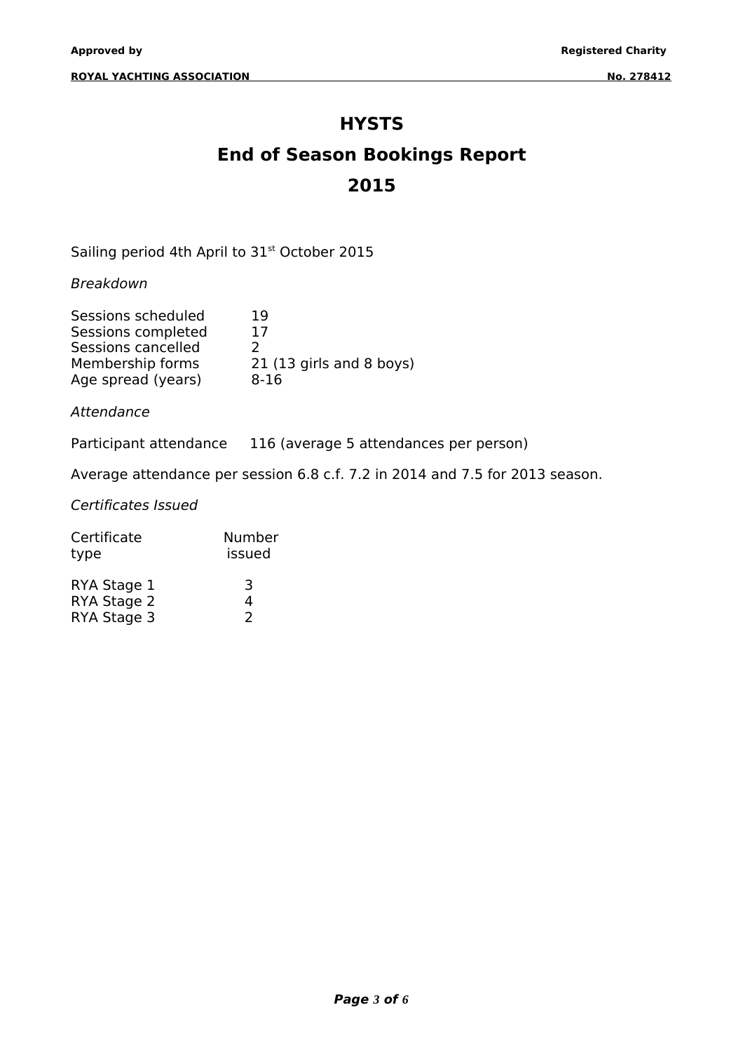# HYSTS

# End of Season Bookings Report

# 2015

Sailing period 4th April to 31st October 2015

*Breakdown*

| | |
|---|---|
| Sessions scheduled | 19 |
| Sessions completed | 17 |
| Sessions cancelled | 2 |
| Membership forms | 21 (13 girls and 8 boys) |
| Age spread (years) | 8-16 |

*Attendance*

Participant attendance 116 (average 5 attendances per person)

Average attendance per session 6.8 c.f. 7.2 in 2014 and 7.5 for 2013 season.

*Certificates Issued*

| Certificate type | Number issued |
|---|---|
| RYA Stage 1 | 3 |
| RYA Stage 2 | 4 |
| RYA Stage 3 | 2 |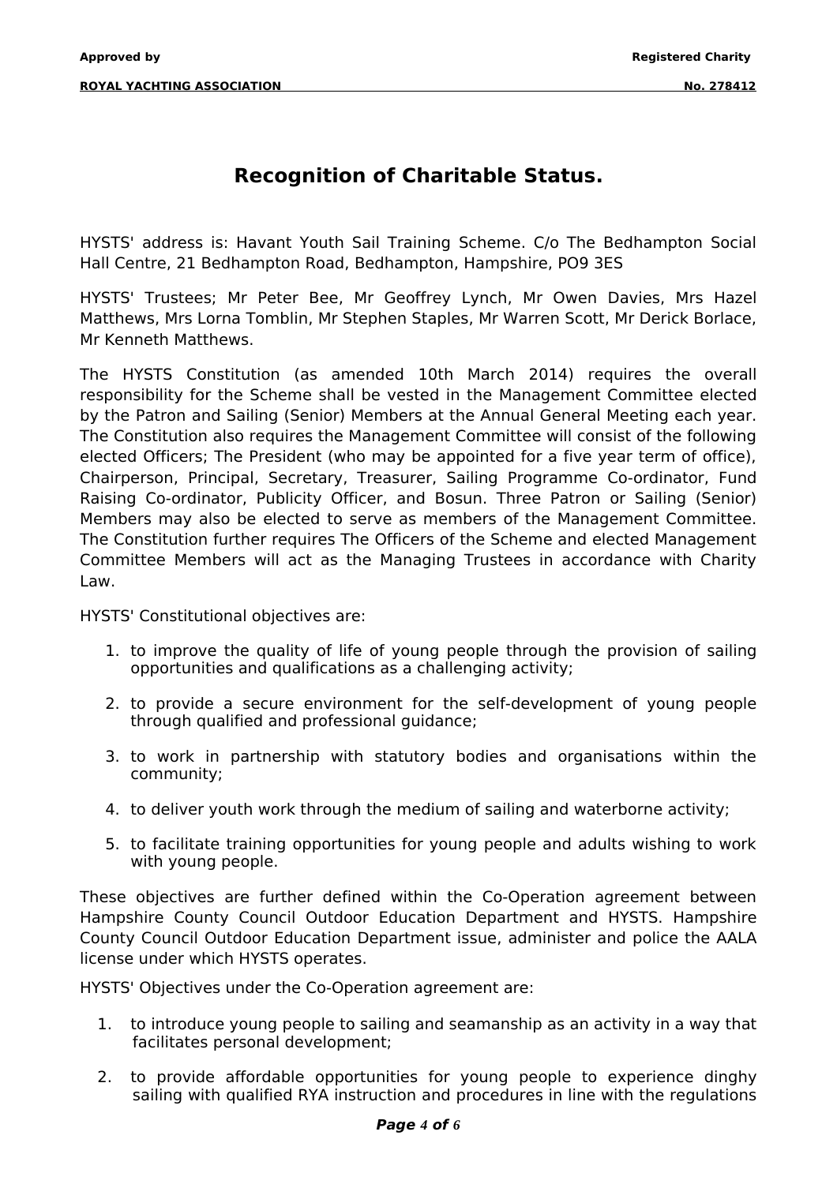# Recognition of Charitable Status.

HYSTS' address is: Havant Youth Sail Training Scheme. C/o The Bedhampton Social Hall Centre, 21 Bedhampton Road, Bedhampton, Hampshire, PO9 3ES

HYSTS' Trustees; Mr Peter Bee, Mr Geoffrey Lynch, Mr Owen Davies, Mrs Hazel Matthews, Mrs Lorna Tomblin, Mr Stephen Staples, Mr Warren Scott, Mr Derick Borlace, Mr Kenneth Matthews.

The HYSTS Constitution (as amended 10th March 2014) requires the overall responsibility for the Scheme shall be vested in the Management Committee elected by the Patron and Sailing (Senior) Members at the Annual General Meeting each year. The Constitution also requires the Management Committee will consist of the following elected Officers; The President (who may be appointed for a five year term of office), Chairperson, Principal, Secretary, Treasurer, Sailing Programme Co-ordinator, Fund Raising Co-ordinator, Publicity Officer, and Bosun. Three Patron or Sailing (Senior) Members may also be elected to serve as members of the Management Committee. The Constitution further requires The Officers of the Scheme and elected Management Committee Members will act as the Managing Trustees in accordance with Charity Law.

HYSTS' Constitutional objectives are:

1. to improve the quality of life of young people through the provision of sailing opportunities and qualifications as a challenging activity;
2. to provide a secure environment for the self-development of young people through qualified and professional guidance;
3. to work in partnership with statutory bodies and organisations within the community;
4. to deliver youth work through the medium of sailing and waterborne activity;
5. to facilitate training opportunities for young people and adults wishing to work with young people.

These objectives are further defined within the Co-Operation agreement between Hampshire County Council Outdoor Education Department and HYSTS. Hampshire County Council Outdoor Education Department issue, administer and police the AALA license under which HYSTS operates.

HYSTS' Objectives under the Co-Operation agreement are:

1. to introduce young people to sailing and seamanship as an activity in a way that facilitates personal development;
2. to provide affordable opportunities for young people to experience dinghy sailing with qualified RYA instruction and procedures in line with the regulations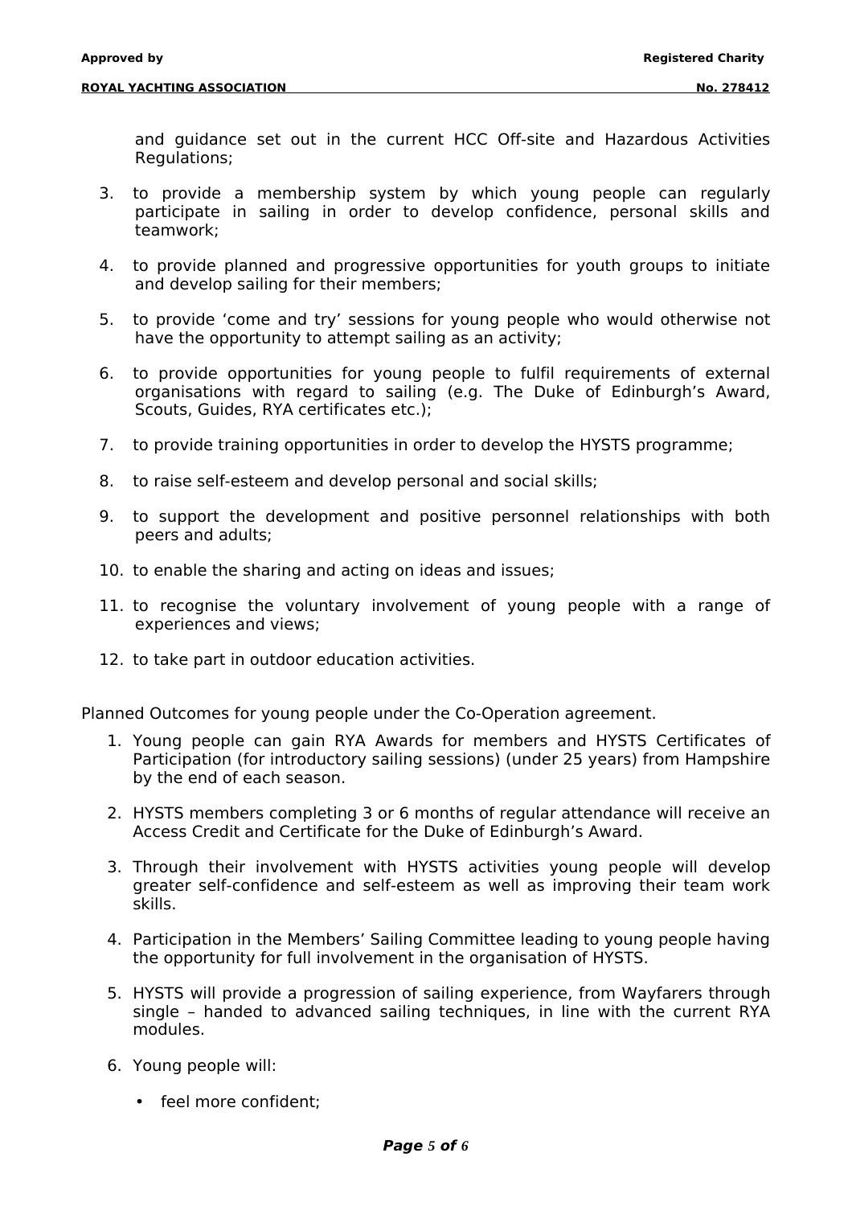and guidance set out in the current HCC Off-site and Hazardous Activities Regulations;

3. to provide a membership system by which young people can regularly participate in sailing in order to develop confidence, personal skills and teamwork;

4. to provide planned and progressive opportunities for youth groups to initiate and develop sailing for their members;

5. to provide 'come and try' sessions for young people who would otherwise not have the opportunity to attempt sailing as an activity;

6. to provide opportunities for young people to fulfil requirements of external organisations with regard to sailing (e.g. The Duke of Edinburgh's Award, Scouts, Guides, RYA certificates etc.);

7. to provide training opportunities in order to develop the HYSTS programme;

8. to raise self-esteem and develop personal and social skills;

9. to support the development and positive personnel relationships with both peers and adults;

10. to enable the sharing and acting on ideas and issues;

11. to recognise the voluntary involvement of young people with a range of experiences and views;

12. to take part in outdoor education activities.

Planned Outcomes for young people under the Co-Operation agreement.

1. Young people can gain RYA Awards for members and HYSTS Certificates of Participation (for introductory sailing sessions) (under 25 years) from Hampshire by the end of each season.

2. HYSTS members completing 3 or 6 months of regular attendance will receive an Access Credit and Certificate for the Duke of Edinburgh's Award.

3. Through their involvement with HYSTS activities young people will develop greater self-confidence and self-esteem as well as improving their team work skills.

4. Participation in the Members' Sailing Committee leading to young people having the opportunity for full involvement in the organisation of HYSTS.

5. HYSTS will provide a progression of sailing experience, from Wayfarers through single – handed to advanced sailing techniques, in line with the current RYA modules.

6. Young people will:

   - feel more confident;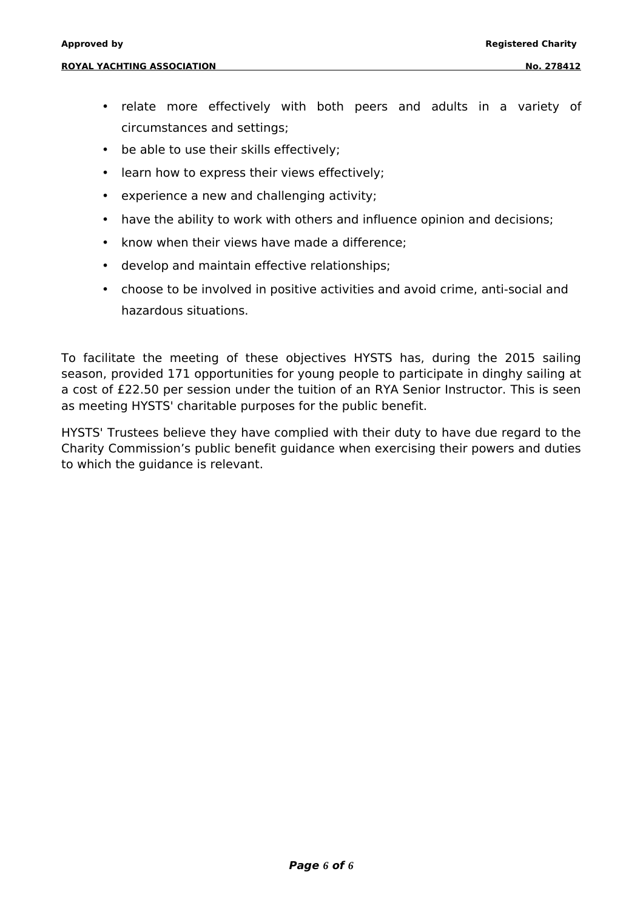- relate more effectively with both peers and adults in a variety of circumstances and settings;
- be able to use their skills effectively;
- learn how to express their views effectively;
- experience a new and challenging activity;
- have the ability to work with others and influence opinion and decisions;
- know when their views have made a difference;
- develop and maintain effective relationships;
- choose to be involved in positive activities and avoid crime, anti-social and hazardous situations.

To facilitate the meeting of these objectives HYSTS has, during the 2015 sailing season, provided 171 opportunities for young people to participate in dinghy sailing at a cost of £22.50 per session under the tuition of an RYA Senior Instructor. This is seen as meeting HYSTS' charitable purposes for the public benefit.

HYSTS' Trustees believe they have complied with their duty to have due regard to the Charity Commission's public benefit guidance when exercising their powers and duties to which the guidance is relevant.